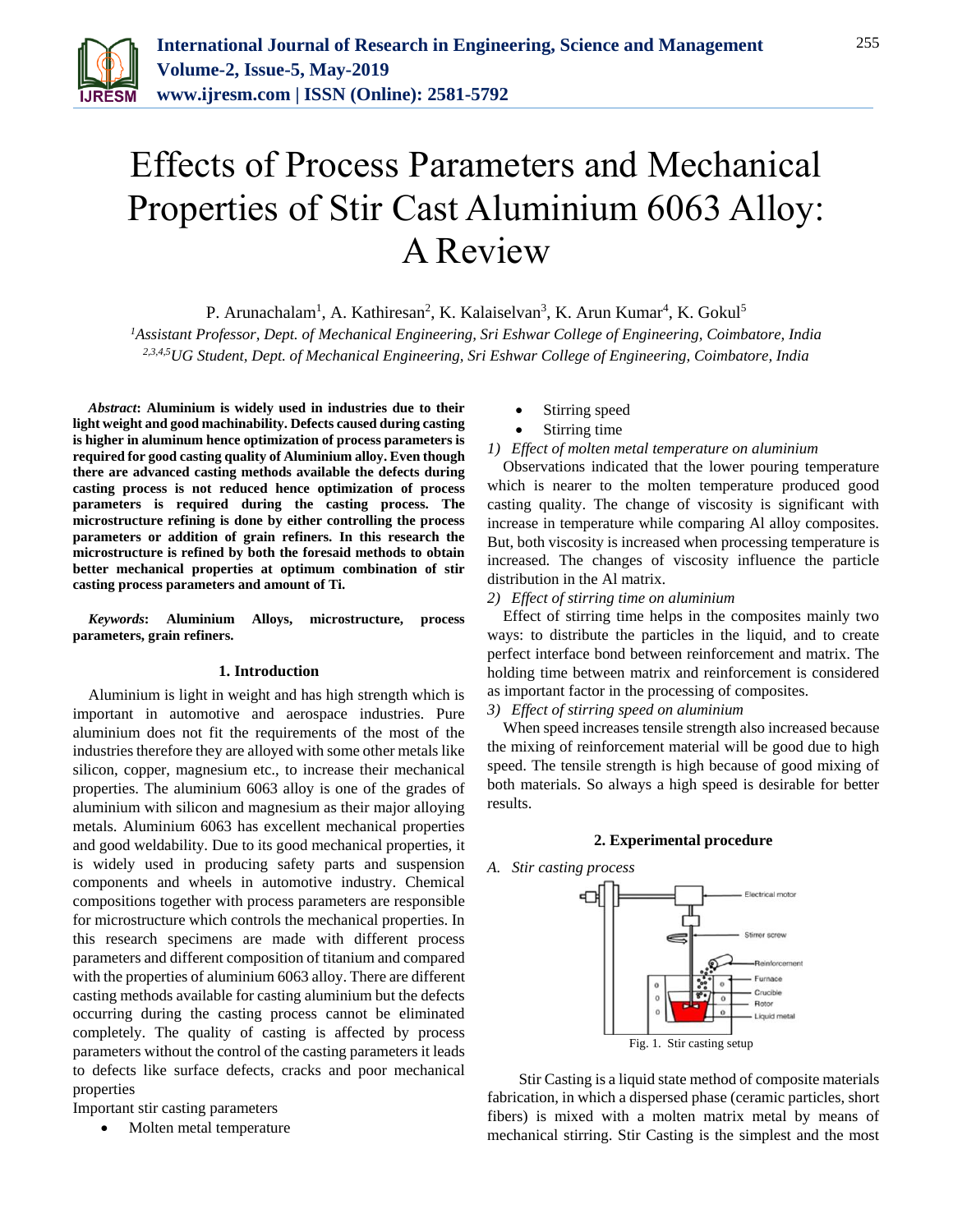# Effects of Process Parameters and Mechanical Properties of Stir Cast Aluminium 6063 Alloy: A Review

P. Arunachalam[1], A. Kathiresan[2], K. Kalaiselvan[3], K. Arun Kumar[4], K. Gokul[5]

[1]*Assistant Professor, Dept. of Mechanical Engineering, Sri Eshwar College of Engineering, Coimbatore, India*
[2,3,4,5]*UG Student, Dept. of Mechanical Engineering, Sri Eshwar College of Engineering, Coimbatore, India*

***Abstract*: Aluminium is widely used in industries due to their light weight and good machinability. Defects caused during casting is higher in aluminum hence optimization of process parameters is required for good casting quality of Aluminium alloy. Even though there are advanced casting methods available the defects during casting process is not reduced hence optimization of process parameters is required during the casting process. The microstructure refining is done by either controlling the process parameters or addition of grain refiners. In this research the microstructure is refined by both the foresaid methods to obtain better mechanical properties at optimum combination of stir casting process parameters and amount of Ti.**

***Keywords*: Aluminium Alloys, microstructure, process parameters, grain refiners.**

## 1. Introduction

Aluminium is light in weight and has high strength which is important in automotive and aerospace industries. Pure aluminium does not fit the requirements of the most of the industries therefore they are alloyed with some other metals like silicon, copper, magnesium etc., to increase their mechanical properties. The aluminium 6063 alloy is one of the grades of aluminium with silicon and magnesium as their major alloying metals. Aluminium 6063 has excellent mechanical properties and good weldability. Due to its good mechanical properties, it is widely used in producing safety parts and suspension components and wheels in automotive industry. Chemical compositions together with process parameters are responsible for microstructure which controls the mechanical properties. In this research specimens are made with different process parameters and different composition of titanium and compared with the properties of aluminium 6063 alloy. There are different casting methods available for casting aluminium but the defects occurring during the casting process cannot be eliminated completely. The quality of casting is affected by process parameters without the control of the casting parameters it leads to defects like surface defects, cracks and poor mechanical properties

Important stir casting parameters

- Molten metal temperature
- Stirring speed
- Stirring time

*1) Effect of molten metal temperature on aluminium*

Observations indicated that the lower pouring temperature which is nearer to the molten temperature produced good casting quality. The change of viscosity is significant with increase in temperature while comparing Al alloy composites. But, both viscosity is increased when processing temperature is increased. The changes of viscosity influence the particle distribution in the Al matrix.

*2) Effect of stirring time on aluminium*

Effect of stirring time helps in the composites mainly two ways: to distribute the particles in the liquid, and to create perfect interface bond between reinforcement and matrix. The holding time between matrix and reinforcement is considered as important factor in the processing of composites.

*3) Effect of stirring speed on aluminium*

When speed increases tensile strength also increased because the mixing of reinforcement material will be good due to high speed. The tensile strength is high because of good mixing of both materials. So always a high speed is desirable for better results.

## 2. Experimental procedure

### *A. Stir casting process*

Fig. 1. Stir casting setup

Stir Casting is a liquid state method of composite materials fabrication, in which a dispersed phase (ceramic particles, short fibers) is mixed with a molten matrix metal by means of mechanical stirring. Stir Casting is the simplest and the most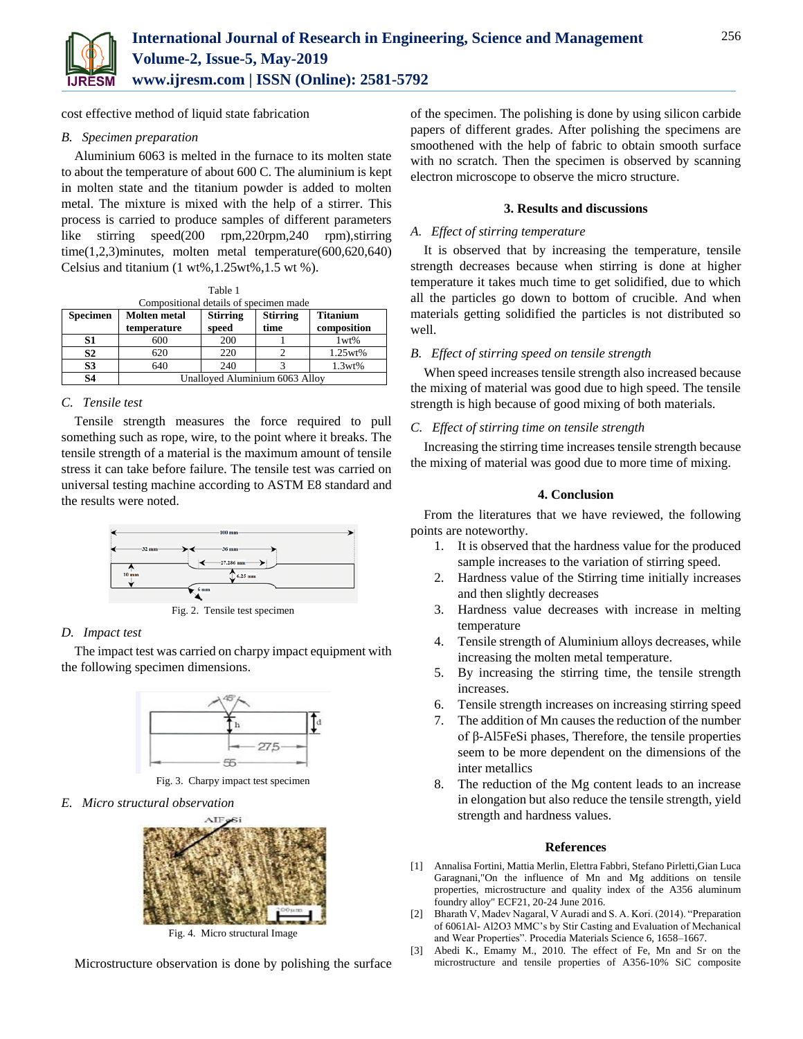cost effective method of liquid state fabrication

### *B. Specimen preparation*

Aluminium 6063 is melted in the furnace to its molten state to about the temperature of about 600 C. The aluminium is kept in molten state and the titanium powder is added to molten metal. The mixture is mixed with the help of a stirrer. This process is carried to produce samples of different parameters like stirring speed(200 rpm,220rpm,240 rpm),stirring time(1,2,3)minutes, molten metal temperature(600,620,640) Celsius and titanium (1 wt%,1.25wt%,1.5 wt %).

Table 1
Compositional details of specimen made

| Specimen | Molten metal temperature | Stirring speed | Stirring time | Titanium composition |
|---|---|---|---|---|
| S1 | 600 | 200 | 1 | 1wt% |
| S2 | 620 | 220 | 2 | 1.25wt% |
| S3 | 640 | 240 | 3 | 1.3wt% |
| S4 | Unalloyed Aluminium 6063 Alloy | | | |

### *C. Tensile test*

Tensile strength measures the force required to pull something such as rope, wire, to the point where it breaks. The tensile strength of a material is the maximum amount of tensile stress it can take before failure. The tensile test was carried on universal testing machine according to ASTM E8 standard and the results were noted.

Fig. 2. Tensile test specimen

### *D. Impact test*

The impact test was carried on charpy impact equipment with the following specimen dimensions.

Fig. 3. Charpy impact test specimen

### *E. Micro structural observation*

Fig. 4. Micro structural Image

Microstructure observation is done by polishing the surface of the specimen. The polishing is done by using silicon carbide papers of different grades. After polishing the specimens are smoothened with the help of fabric to obtain smooth surface with no scratch. Then the specimen is observed by scanning electron microscope to observe the micro structure.

## 3. Results and discussions

### *A. Effect of stirring temperature*

It is observed that by increasing the temperature, tensile strength decreases because when stirring is done at higher temperature it takes much time to get solidified, due to which all the particles go down to bottom of crucible. And when materials getting solidified the particles is not distributed so well.

### *B. Effect of stirring speed on tensile strength*

When speed increases tensile strength also increased because the mixing of material was good due to high speed. The tensile strength is high because of good mixing of both materials.

### *C. Effect of stirring time on tensile strength*

Increasing the stirring time increases tensile strength because the mixing of material was good due to more time of mixing.

## 4. Conclusion

From the literatures that we have reviewed, the following points are noteworthy.

1. It is observed that the hardness value for the produced sample increases to the variation of stirring speed.
2. Hardness value of the Stirring time initially increases and then slightly decreases
3. Hardness value decreases with increase in melting temperature
4. Tensile strength of Aluminium alloys decreases, while increasing the molten metal temperature.
5. By increasing the stirring time, the tensile strength increases.
6. Tensile strength increases on increasing stirring speed
7. The addition of Mn causes the reduction of the number of β-Al5FeSi phases, Therefore, the tensile properties seem to be more dependent on the dimensions of the inter metallics
8. The reduction of the Mg content leads to an increase in elongation but also reduce the tensile strength, yield strength and hardness values.

## References

[1] Annalisa Fortini, Mattia Merlin, Elettra Fabbri, Stefano Pirletti,Gian Luca Garagnani,"On the influence of Mn and Mg additions on tensile properties, microstructure and quality index of the A356 aluminum foundry alloy" ECF21, 20-24 June 2016.

[2] Bharath V, Madev Nagaral, V Auradi and S. A. Kori. (2014). "Preparation of 6061Al- Al2O3 MMC's by Stir Casting and Evaluation of Mechanical and Wear Properties". Procedia Materials Science 6, 1658–1667.

[3] Abedi K., Emamy M., 2010. The effect of Fe, Mn and Sr on the microstructure and tensile properties of A356-10% SiC composite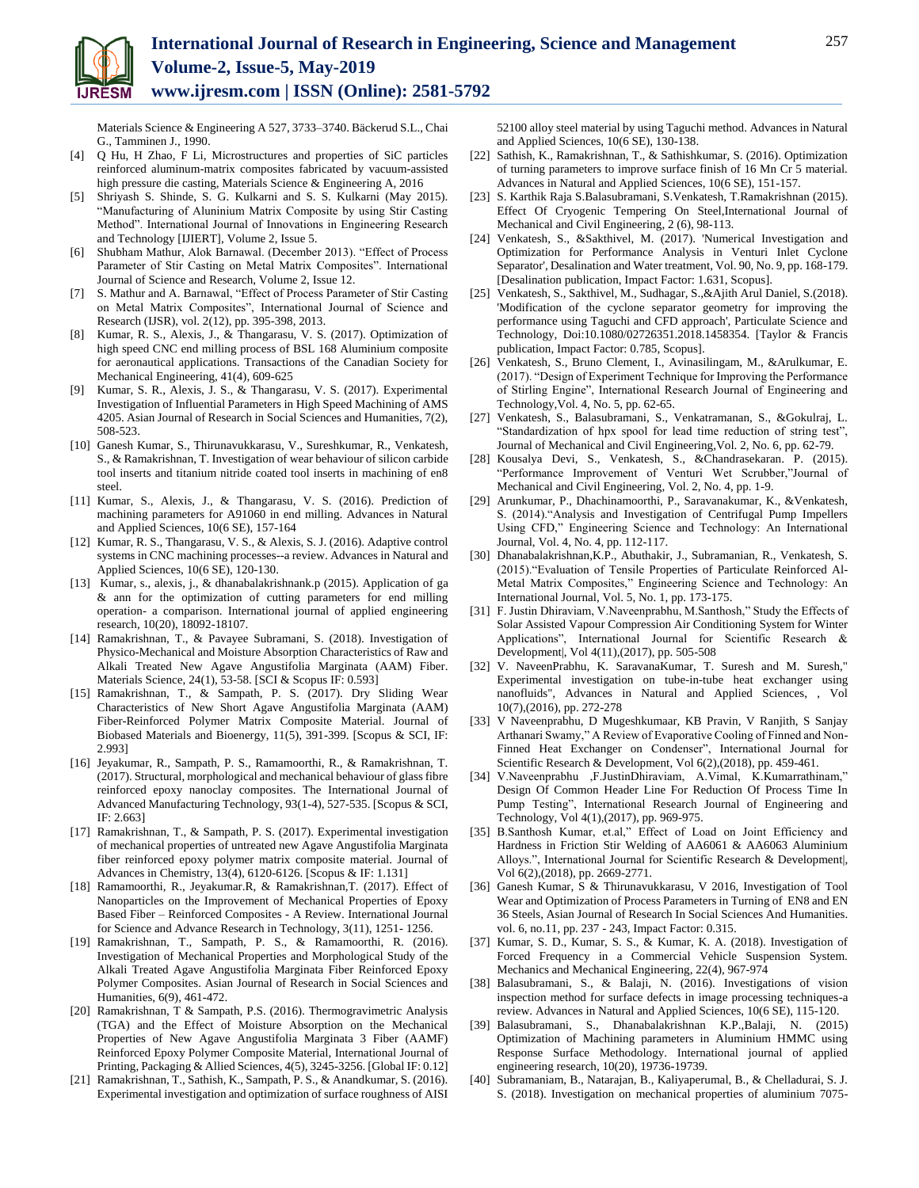Materials Science & Engineering A 527, 3733–3740. Bäckerud S.L., Chai G., Tamminen J., 1990.

[4] Q Hu, H Zhao, F Li, Microstructures and properties of SiC particles reinforced aluminum-matrix composites fabricated by vacuum-assisted high pressure die casting, Materials Science & Engineering A, 2016

[5] Shriyash S. Shinde, S. G. Kulkarni and S. S. Kulkarni (May 2015). "Manufacturing of Aluninium Matrix Composite by using Stir Casting Method". International Journal of Innovations in Engineering Research and Technology [IJIERT], Volume 2, Issue 5.

[6] Shubham Mathur, Alok Barnawal. (December 2013). "Effect of Process Parameter of Stir Casting on Metal Matrix Composites". International Journal of Science and Research, Volume 2, Issue 12.

[7] S. Mathur and A. Barnawal, "Effect of Process Parameter of Stir Casting on Metal Matrix Composites", International Journal of Science and Research (IJSR), vol. 2(12), pp. 395-398, 2013.

[8] Kumar, R. S., Alexis, J., & Thangarasu, V. S. (2017). Optimization of high speed CNC end milling process of BSL 168 Aluminium composite for aeronautical applications. Transactions of the Canadian Society for Mechanical Engineering, 41(4), 609-625

[9] Kumar, S. R., Alexis, J. S., & Thangarasu, V. S. (2017). Experimental Investigation of Influential Parameters in High Speed Machining of AMS 4205. Asian Journal of Research in Social Sciences and Humanities, 7(2), 508-523.

[10] Ganesh Kumar, S., Thirunavukkarasu, V., Sureshkumar, R., Venkatesh, S., & Ramakrishnan, T. Investigation of wear behaviour of silicon carbide tool inserts and titanium nitride coated tool inserts in machining of en8 steel.

[11] Kumar, S., Alexis, J., & Thangarasu, V. S. (2016). Prediction of machining parameters for A91060 in end milling. Advances in Natural and Applied Sciences, 10(6 SE), 157-164

[12] Kumar, R. S., Thangarasu, V. S., & Alexis, S. J. (2016). Adaptive control systems in CNC machining processes--a review. Advances in Natural and Applied Sciences, 10(6 SE), 120-130.

[13] Kumar, s., alexis, j., & dhanabalakrishnank.p (2015). Application of ga & ann for the optimization of cutting parameters for end milling operation- a comparison. International journal of applied engineering research, 10(20), 18092-18107.

[14] Ramakrishnan, T., & Pavayee Subramani, S. (2018). Investigation of Physico-Mechanical and Moisture Absorption Characteristics of Raw and Alkali Treated New Agave Angustifolia Marginata (AAM) Fiber. Materials Science, 24(1), 53-58. [SCI & Scopus IF: 0.593]

[15] Ramakrishnan, T., & Sampath, P. S. (2017). Dry Sliding Wear Characteristics of New Short Agave Angustifolia Marginata (AAM) Fiber-Reinforced Polymer Matrix Composite Material. Journal of Biobased Materials and Bioenergy, 11(5), 391-399. [Scopus & SCI, IF: 2.993]

[16] Jeyakumar, R., Sampath, P. S., Ramamoorthi, R., & Ramakrishnan, T. (2017). Structural, morphological and mechanical behaviour of glass fibre reinforced epoxy nanoclay composites. The International Journal of Advanced Manufacturing Technology, 93(1-4), 527-535. [Scopus & SCI, IF: 2.663]

[17] Ramakrishnan, T., & Sampath, P. S. (2017). Experimental investigation of mechanical properties of untreated new Agave Angustifolia Marginata fiber reinforced epoxy polymer matrix composite material. Journal of Advances in Chemistry, 13(4), 6120-6126. [Scopus & IF: 1.131]

[18] Ramamoorthi, R., Jeyakumar.R, & Ramakrishnan,T. (2017). Effect of Nanoparticles on the Improvement of Mechanical Properties of Epoxy Based Fiber – Reinforced Composites - A Review. International Journal for Science and Advance Research in Technology, 3(11), 1251- 1256.

[19] Ramakrishnan, T., Sampath, P. S., & Ramamoorthi, R. (2016). Investigation of Mechanical Properties and Morphological Study of the Alkali Treated Agave Angustifolia Marginata Fiber Reinforced Epoxy Polymer Composites. Asian Journal of Research in Social Sciences and Humanities, 6(9), 461-472.

[20] Ramakrishnan, T & Sampath, P.S. (2016). Thermogravimetric Analysis (TGA) and the Effect of Moisture Absorption on the Mechanical Properties of New Agave Angustifolia Marginata 3 Fiber (AAMF) Reinforced Epoxy Polymer Composite Material, International Journal of Printing, Packaging & Allied Sciences, 4(5), 3245-3256. [Global IF: 0.12]

[21] Ramakrishnan, T., Sathish, K., Sampath, P. S., & Anandkumar, S. (2016). Experimental investigation and optimization of surface roughness of AISI 52100 alloy steel material by using Taguchi method. Advances in Natural and Applied Sciences, 10(6 SE), 130-138.

[22] Sathish, K., Ramakrishnan, T., & Sathishkumar, S. (2016). Optimization of turning parameters to improve surface finish of 16 Mn Cr 5 material. Advances in Natural and Applied Sciences, 10(6 SE), 151-157.

[23] S. Karthik Raja S.Balasubramani, S.Venkatesh, T.Ramakrishnan (2015). Effect Of Cryogenic Tempering On Steel,International Journal of Mechanical and Civil Engineering, 2 (6), 98-113.

[24] Venkatesh, S., &Sakthivel, M. (2017). 'Numerical Investigation and Optimization for Performance Analysis in Venturi Inlet Cyclone Separator', Desalination and Water treatment, Vol. 90, No. 9, pp. 168-179. [Desalination publication, Impact Factor: 1.631, Scopus].

[25] Venkatesh, S., Sakthivel, M., Sudhagar, S.,&Ajith Arul Daniel, S.(2018). 'Modification of the cyclone separator geometry for improving the performance using Taguchi and CFD approach', Particulate Science and Technology, Doi:10.1080/02726351.2018.1458354. [Taylor & Francis publication, Impact Factor: 0.785, Scopus].

[26] Venkatesh, S., Bruno Clement, I., Avinasilingam, M., &Arulkumar, E. (2017). "Design of Experiment Technique for Improving the Performance of Stirling Engine", International Research Journal of Engineering and Technology,Vol. 4, No. 5, pp. 62-65.

[27] Venkatesh, S., Balasubramani, S., Venkatramanan, S., &Gokulraj, L. "Standardization of hpx spool for lead time reduction of string test", Journal of Mechanical and Civil Engineering,Vol. 2, No. 6, pp. 62-79.

[28] Kousalya Devi, S., Venkatesh, S., &Chandrasekaran. P. (2015). "Performance Improvement of Venturi Wet Scrubber,"Journal of Mechanical and Civil Engineering, Vol. 2, No. 4, pp. 1-9.

[29] Arunkumar, P., Dhachinamoorthi, P., Saravanakumar, K., &Venkatesh, S. (2014)."Analysis and Investigation of Centrifugal Pump Impellers Using CFD," Engineering Science and Technology: An International Journal, Vol. 4, No. 4, pp. 112-117.

[30] Dhanabalakrishnan,K.P., Abuthakir, J., Subramanian, R., Venkatesh, S. (2015)."Evaluation of Tensile Properties of Particulate Reinforced Al-Metal Matrix Composites," Engineering Science and Technology: An International Journal, Vol. 5, No. 1, pp. 173-175.

[31] F. Justin Dhiraviam, V.Naveenprabhu, M.Santhosh," Study the Effects of Solar Assisted Vapour Compression Air Conditioning System for Winter Applications", International Journal for Scientific Research & Development|, Vol 4(11),(2017), pp. 505-508

[32] V. NaveenPrabhu, K. SaravanaKumar, T. Suresh and M. Suresh," Experimental investigation on tube-in-tube heat exchanger using nanofluids", Advances in Natural and Applied Sciences, , Vol 10(7),(2016), pp. 272-278

[33] V Naveenprabhu, D Mugeshkumaar, KB Pravin, V Ranjith, S Sanjay Arthanari Swamy," A Review of Evaporative Cooling of Finned and Non-Finned Heat Exchanger on Condenser", International Journal for Scientific Research & Development, Vol 6(2),(2018), pp. 459-461.

[34] V.Naveenprabhu ,F.JustinDhiraviam, A.Vimal, K.Kumarrathinam," Design Of Common Header Line For Reduction Of Process Time In Pump Testing", International Research Journal of Engineering and Technology, Vol 4(1),(2017), pp. 969-975.

[35] B.Santhosh Kumar, et.al," Effect of Load on Joint Efficiency and Hardness in Friction Stir Welding of AA6061 & AA6063 Aluminium Alloys.", International Journal for Scientific Research & Development|, Vol 6(2),(2018), pp. 2669-2771.

[36] Ganesh Kumar, S & Thirunavukkarasu, V 2016, Investigation of Tool Wear and Optimization of Process Parameters in Turning of EN8 and EN 36 Steels, Asian Journal of Research In Social Sciences And Humanities. vol. 6, no.11, pp. 237 - 243, Impact Factor: 0.315.

[37] Kumar, S. D., Kumar, S. S., & Kumar, K. A. (2018). Investigation of Forced Frequency in a Commercial Vehicle Suspension System. Mechanics and Mechanical Engineering, 22(4), 967-974

[38] Balasubramani, S., & Balaji, N. (2016). Investigations of vision inspection method for surface defects in image processing techniques-a review. Advances in Natural and Applied Sciences, 10(6 SE), 115-120.

[39] Balasubramani, S., Dhanabalakrishnan K.P.,Balaji, N. (2015) Optimization of Machining parameters in Aluminium HMMC using Response Surface Methodology. International journal of applied engineering research, 10(20), 19736-19739.

[40] Subramaniam, B., Natarajan, B., Kaliyaperumal, B., & Chelladurai, S. J. S. (2018). Investigation on mechanical properties of aluminium 7075-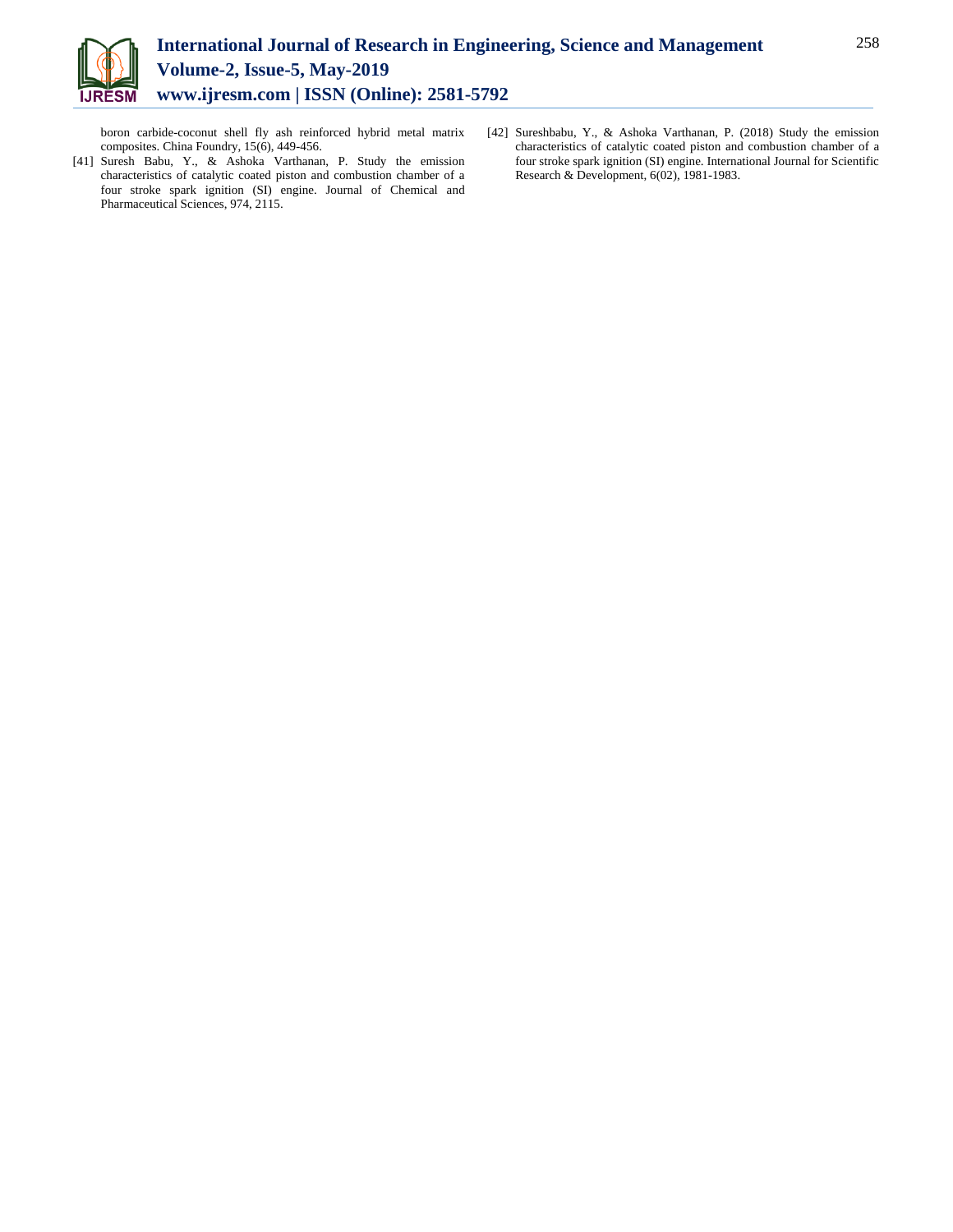boron carbide-coconut shell fly ash reinforced hybrid metal matrix composites. China Foundry, 15(6), 449-456.

[41] Suresh Babu, Y., & Ashoka Varthanan, P. Study the emission characteristics of catalytic coated piston and combustion chamber of a four stroke spark ignition (SI) engine. Journal of Chemical and Pharmaceutical Sciences, 974, 2115.

[42] Sureshbabu, Y., & Ashoka Varthanan, P. (2018) Study the emission characteristics of catalytic coated piston and combustion chamber of a four stroke spark ignition (SI) engine. International Journal for Scientific Research & Development, 6(02), 1981-1983.